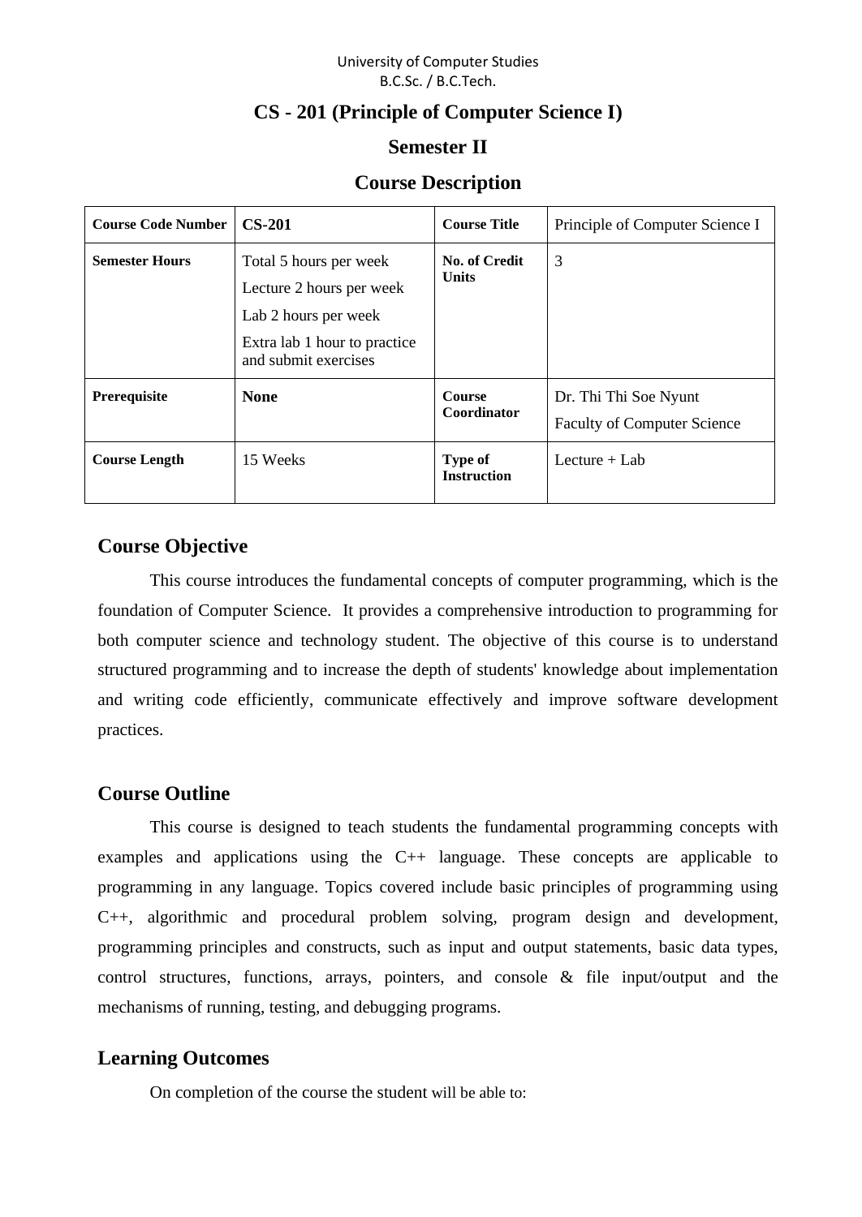University of Computer Studies
B.C.Sc. / B.C.Tech.

# CS - 201 (Principle of Computer Science I)

## Semester II

## Course Description

| **Course Code Number** | **CS-201** | **Course Title** | Principle of Computer Science I |
|---|---|---|---|
| **Semester Hours** | Total 5 hours per week<br>Lecture 2 hours per week<br>Lab 2 hours per week<br>Extra lab 1 hour to practice and submit exercises | **No. of Credit Units** | 3 |
| **Prerequisite** | **None** | **Course Coordinator** | Dr. Thi Thi Soe Nyunt<br>Faculty of Computer Science |
| **Course Length** | 15 Weeks | **Type of Instruction** | Lecture + Lab |

## Course Objective

This course introduces the fundamental concepts of computer programming, which is the foundation of Computer Science. It provides a comprehensive introduction to programming for both computer science and technology student. The objective of this course is to understand structured programming and to increase the depth of students' knowledge about implementation and writing code efficiently, communicate effectively and improve software development practices.

## Course Outline

This course is designed to teach students the fundamental programming concepts with examples and applications using the C++ language. These concepts are applicable to programming in any language. Topics covered include basic principles of programming using C++, algorithmic and procedural problem solving, program design and development, programming principles and constructs, such as input and output statements, basic data types, control structures, functions, arrays, pointers, and console & file input/output and the mechanisms of running, testing, and debugging programs.

## Learning Outcomes

On completion of the course the student will be able to: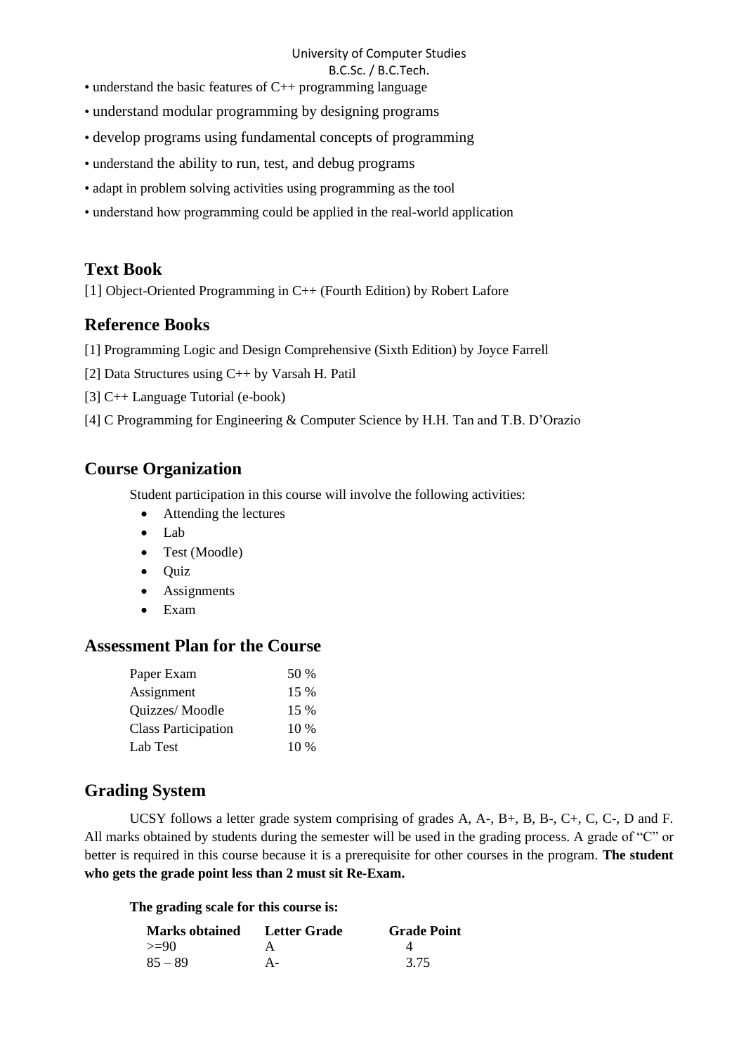- understand the basic features of C++ programming language
- understand modular programming by designing programs
- develop programs using fundamental concepts of programming
- understand the ability to run, test, and debug programs
- adapt in problem solving activities using programming as the tool
- understand how programming could be applied in the real-world application

## Text Book

[1] Object-Oriented Programming in C++ (Fourth Edition) by Robert Lafore

## Reference Books

[1] Programming Logic and Design Comprehensive (Sixth Edition) by Joyce Farrell

[2] Data Structures using C++ by Varsah H. Patil

[3] C++ Language Tutorial (e-book)

[4] C Programming for Engineering & Computer Science by H.H. Tan and T.B. D'Orazio

## Course Organization

Student participation in this course will involve the following activities:

- Attending the lectures
- Lab
- Test (Moodle)
- Quiz
- Assignments
- Exam

## Assessment Plan for the Course

| | |
|---|---|
| Paper Exam | 50 % |
| Assignment | 15 % |
| Quizzes/ Moodle | 15 % |
| Class Participation | 10 % |
| Lab Test | 10 % |

## Grading System

UCSY follows a letter grade system comprising of grades A, A-, B+, B, B-, C+, C, C-, D and F. All marks obtained by students during the semester will be used in the grading process. A grade of "C" or better is required in this course because it is a prerequisite for other courses in the program. **The student who gets the grade point less than 2 must sit Re-Exam.**

**The grading scale for this course is:**

| Marks obtained | Letter Grade | Grade Point |
|---|---|---|
| >=90 | A | 4 |
| 85 – 89 | A- | 3.75 |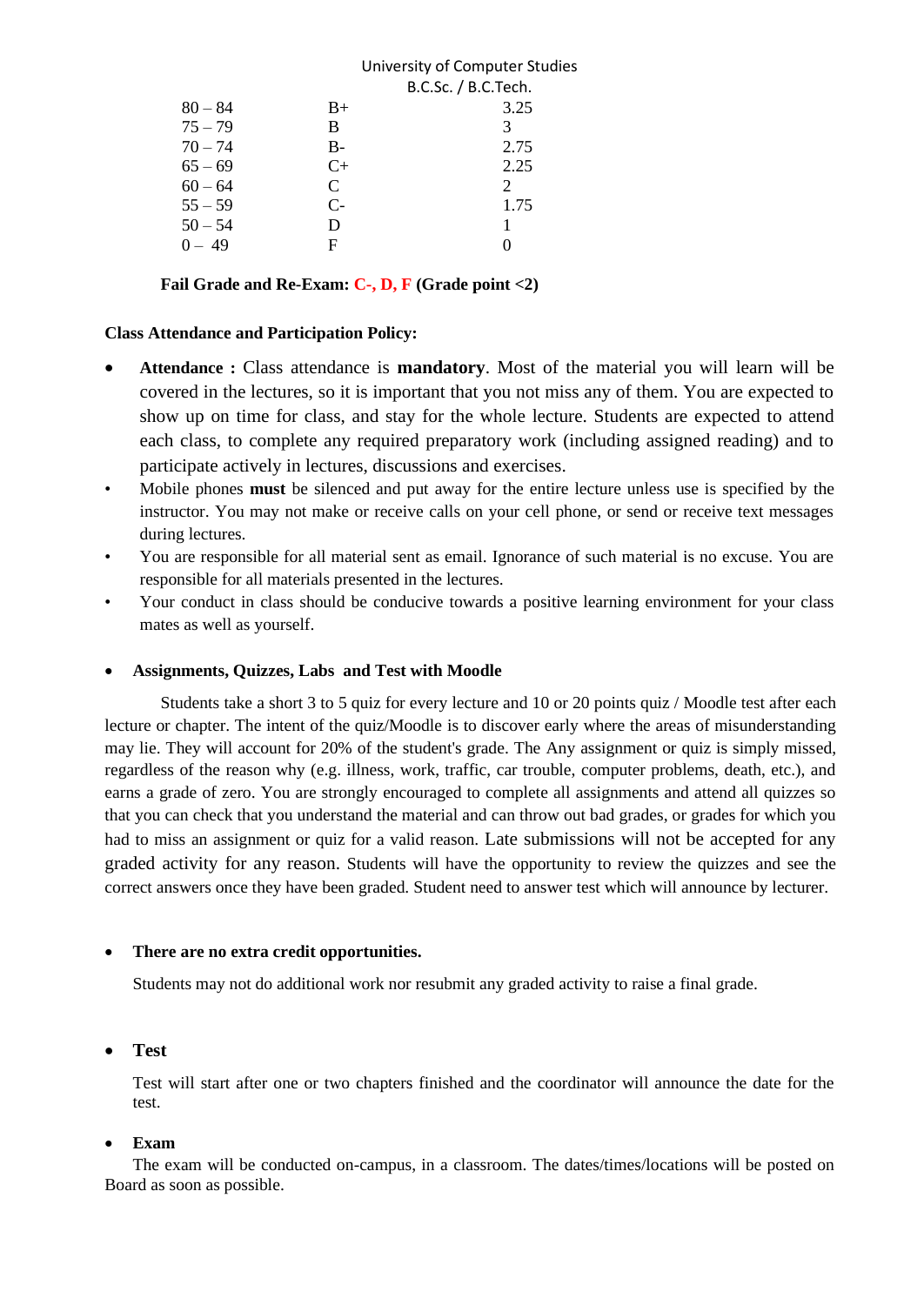University of Computer Studies
B.C.Sc. / B.C.Tech.

| | | |
|---|---|---|
| 80 – 84 | B+ | 3.25 |
| 75 – 79 | B | 3 |
| 70 – 74 | B- | 2.75 |
| 65 – 69 | C+ | 2.25 |
| 60 – 64 | C | 2 |
| 55 – 59 | C- | 1.75 |
| 50 – 54 | D | 1 |
| 0 – 49 | F | 0 |

**Fail Grade and Re-Exam: C-, D, F (Grade point <2)**

**Class Attendance and Participation Policy:**

- **Attendance :** Class attendance is **mandatory**. Most of the material you will learn will be covered in the lectures, so it is important that you not miss any of them. You are expected to show up on time for class, and stay for the whole lecture. Students are expected to attend each class, to complete any required preparatory work (including assigned reading) and to participate actively in lectures, discussions and exercises.
- Mobile phones **must** be silenced and put away for the entire lecture unless use is specified by the instructor. You may not make or receive calls on your cell phone, or send or receive text messages during lectures.
- You are responsible for all material sent as email. Ignorance of such material is no excuse. You are responsible for all materials presented in the lectures.
- Your conduct in class should be conducive towards a positive learning environment for your class mates as well as yourself.

- **Assignments, Quizzes, Labs and Test with Moodle**

Students take a short 3 to 5 quiz for every lecture and 10 or 20 points quiz / Moodle test after each lecture or chapter. The intent of the quiz/Moodle is to discover early where the areas of misunderstanding may lie. They will account for 20% of the student's grade. The Any assignment or quiz is simply missed, regardless of the reason why (e.g. illness, work, traffic, car trouble, computer problems, death, etc.), and earns a grade of zero. You are strongly encouraged to complete all assignments and attend all quizzes so that you can check that you understand the material and can throw out bad grades, or grades for which you had to miss an assignment or quiz for a valid reason. Late submissions will not be accepted for any graded activity for any reason. Students will have the opportunity to review the quizzes and see the correct answers once they have been graded. Student need to answer test which will announce by lecturer.

- **There are no extra credit opportunities.**

Students may not do additional work nor resubmit any graded activity to raise a final grade.

- **Test**

Test will start after one or two chapters finished and the coordinator will announce the date for the test.

- **Exam**

The exam will be conducted on-campus, in a classroom. The dates/times/locations will be posted on Board as soon as possible.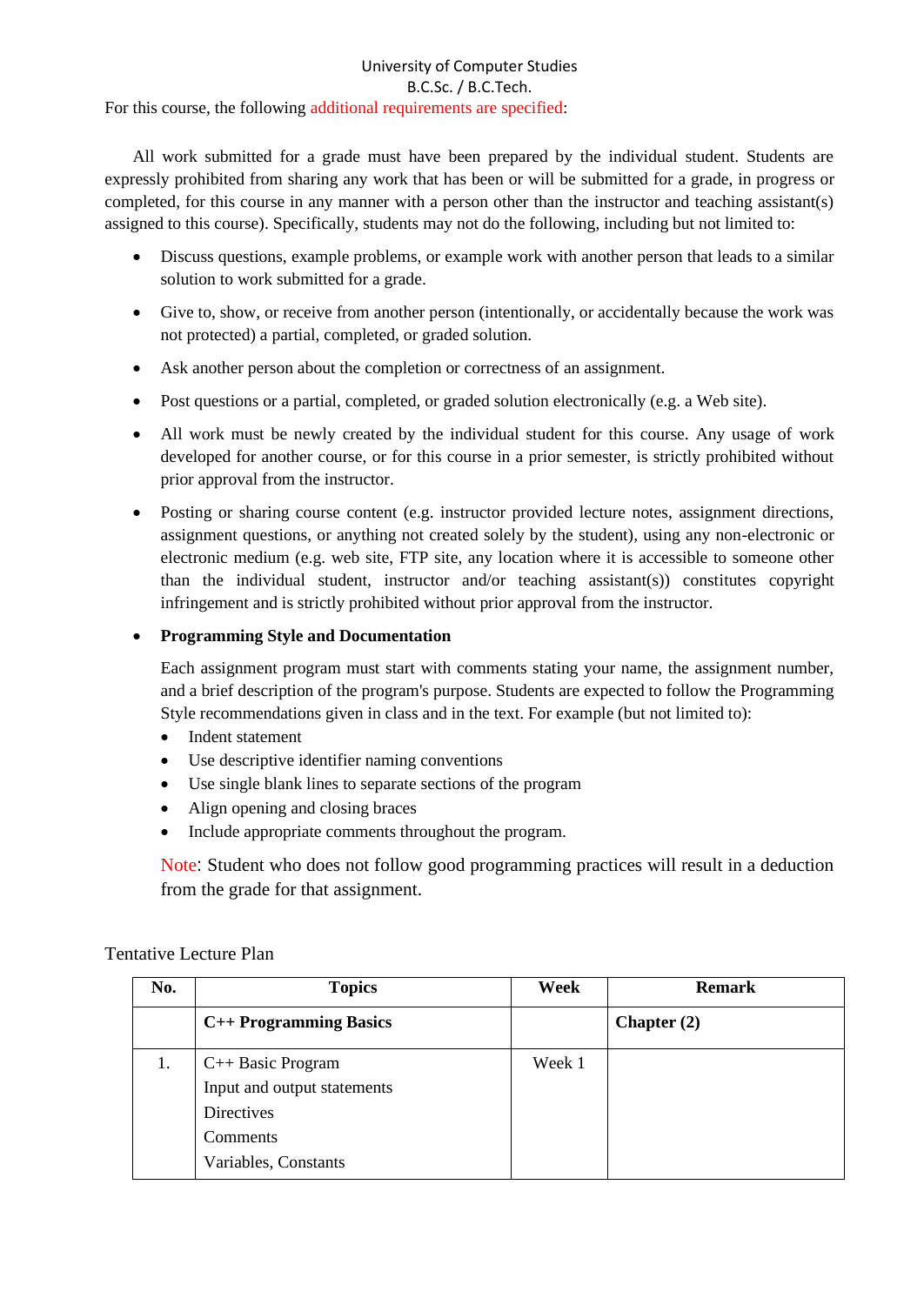For this course, the following additional requirements are specified:

All work submitted for a grade must have been prepared by the individual student. Students are expressly prohibited from sharing any work that has been or will be submitted for a grade, in progress or completed, for this course in any manner with a person other than the instructor and teaching assistant(s) assigned to this course). Specifically, students may not do the following, including but not limited to:

- Discuss questions, example problems, or example work with another person that leads to a similar solution to work submitted for a grade.
- Give to, show, or receive from another person (intentionally, or accidentally because the work was not protected) a partial, completed, or graded solution.
- Ask another person about the completion or correctness of an assignment.
- Post questions or a partial, completed, or graded solution electronically (e.g. a Web site).
- All work must be newly created by the individual student for this course. Any usage of work developed for another course, or for this course in a prior semester, is strictly prohibited without prior approval from the instructor.
- Posting or sharing course content (e.g. instructor provided lecture notes, assignment directions, assignment questions, or anything not created solely by the student), using any non-electronic or electronic medium (e.g. web site, FTP site, any location where it is accessible to someone other than the individual student, instructor and/or teaching assistant(s)) constitutes copyright infringement and is strictly prohibited without prior approval from the instructor.
- **Programming Style and Documentation**

  Each assignment program must start with comments stating your name, the assignment number, and a brief description of the program's purpose. Students are expected to follow the Programming Style recommendations given in class and in the text. For example (but not limited to):

  - Indent statement
  - Use descriptive identifier naming conventions
  - Use single blank lines to separate sections of the program
  - Align opening and closing braces
  - Include appropriate comments throughout the program.

  Note: Student who does not follow good programming practices will result in a deduction from the grade for that assignment.

Tentative Lecture Plan

| No. | Topics | Week | Remark |
|---|---|---|---|
| | **C++ Programming Basics** | | **Chapter (2)** |
| 1. | C++ Basic Program<br>Input and output statements<br>Directives<br>Comments<br>Variables, Constants | Week 1 | |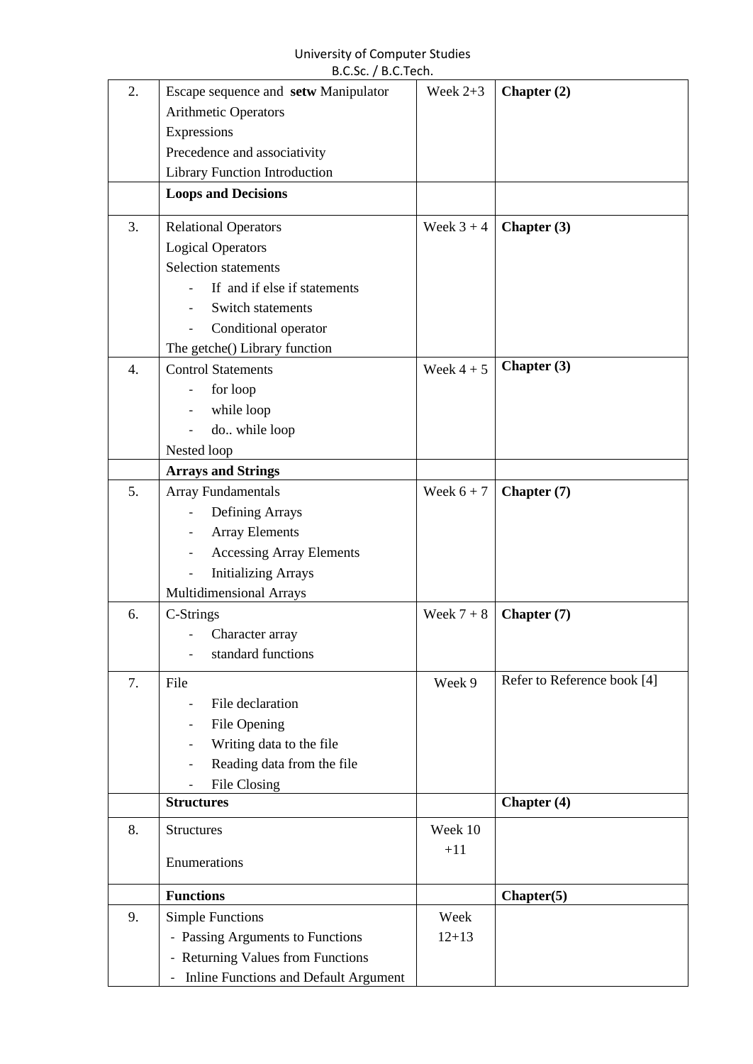| 2. | Escape sequence and **setw** Manipulator<br>Arithmetic Operators<br>Expressions<br>Precedence and associativity<br>Library Function Introduction | Week 2+3 | **Chapter (2)** |
|---|---|---|---|
| | **Loops and Decisions** | | |
| 3. | Relational Operators<br>Logical Operators<br>Selection statements<br>- If and if else if statements<br>- Switch statements<br>- Conditional operator<br>The getche() Library function | Week 3 + 4 | **Chapter (3)** |
| 4. | Control Statements<br>- for loop<br>- while loop<br>- do.. while loop<br>Nested loop | Week 4 + 5 | **Chapter (3)** |
| | **Arrays and Strings** | | |
| 5. | Array Fundamentals<br>- Defining Arrays<br>- Array Elements<br>- Accessing Array Elements<br>- Initializing Arrays<br>Multidimensional Arrays | Week 6 + 7 | **Chapter (7)** |
| 6. | C-Strings<br>- Character array<br>- standard functions | Week 7 + 8 | **Chapter (7)** |
| 7. | File<br>- File declaration<br>- File Opening<br>- Writing data to the file<br>- Reading data from the file<br>- File Closing | Week 9 | Refer to Reference book [4] |
| | **Structures** | | **Chapter (4)** |
| 8. | Structures<br>Enumerations | Week 10 +11 | |
| | **Functions** | | **Chapter(5)** |
| 9. | Simple Functions<br>- Passing Arguments to Functions<br>- Returning Values from Functions<br>- Inline Functions and Default Argument | Week 12+13 | |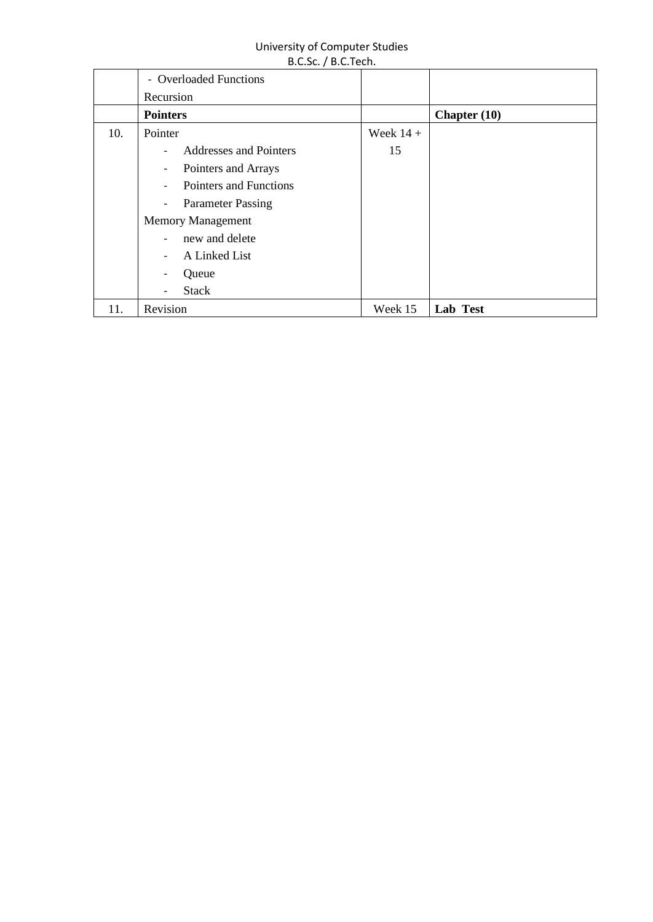| | | | |
|---|---|---|---|
| | - Overloaded Functions<br>Recursion | | |
| | **Pointers** | | **Chapter (10)** |
| 10. | Pointer<br>- Addresses and Pointers<br>- Pointers and Arrays<br>- Pointers and Functions<br>- Parameter Passing<br>Memory Management<br>- new and delete<br>- A Linked List<br>- Queue<br>- Stack | Week 14 + 15 | |
| 11. | Revision | Week 15 | **Lab Test** |